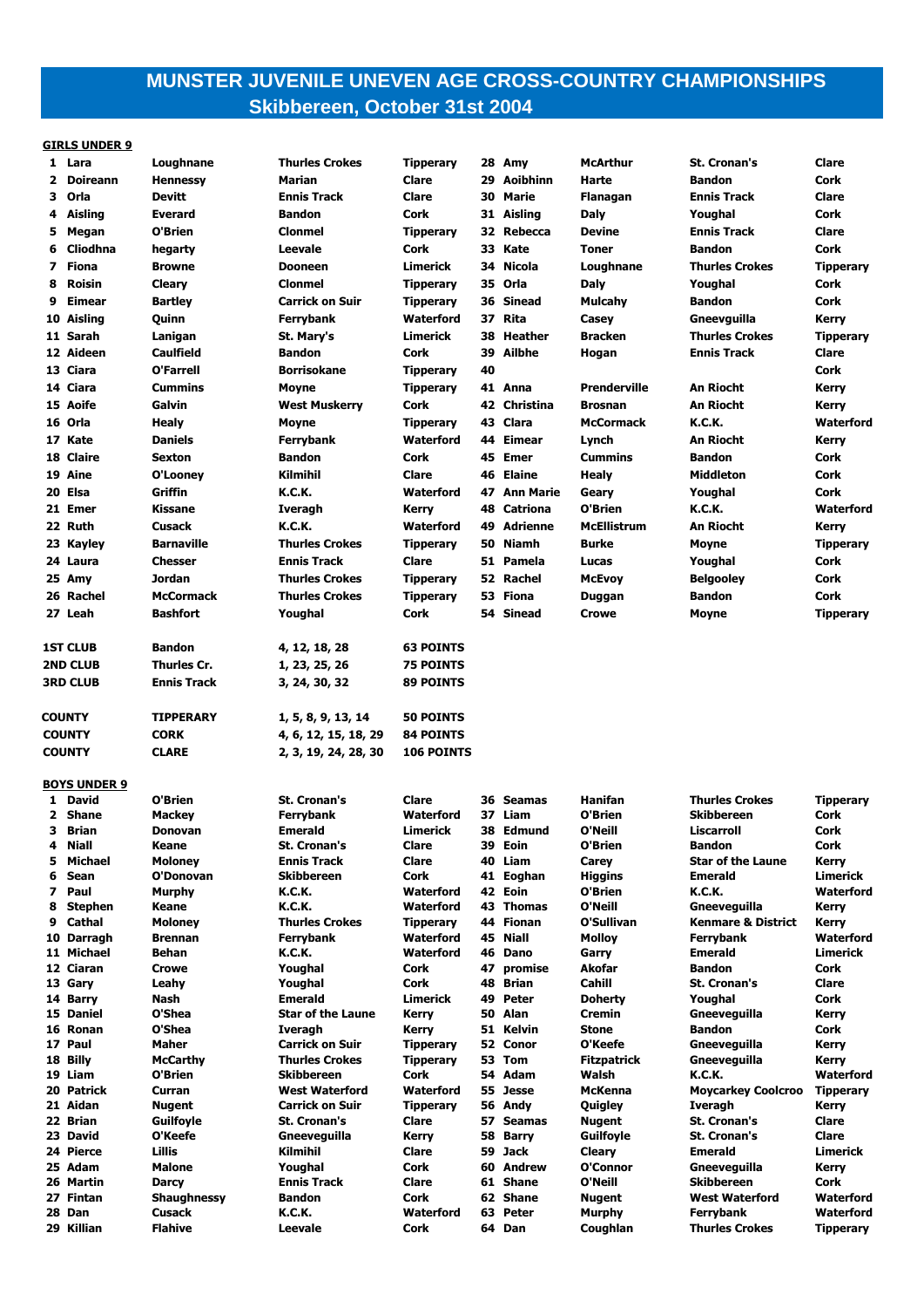# MUNSTER JUVENILE UNEVEN AGE CROSS-COUNTRY CHAMPIONSHIPS
## Skibbereen, October 31st 2004

**GIRLS UNDER 9**

| Pos | First Name | Surname | Club | County |
|---|---|---|---|---|
| 1 | Lara | Loughnane | Thurles Crokes | Tipperary |
| 2 | Doireann | Hennessy | Marian | Clare |
| 3 | Orla | Devitt | Ennis Track | Clare |
| 4 | Aisling | Everard | Bandon | Cork |
| 5 | Megan | O'Brien | Clonmel | Tipperary |
| 6 | Cliodhna | hegarty | Leevale | Cork |
| 7 | Fiona | Browne | Dooneen | Limerick |
| 8 | Roisin | Cleary | Clonmel | Tipperary |
| 9 | Eimear | Bartley | Carrick on Suir | Tipperary |
| 10 | Aisling | Quinn | Ferrybank | Waterford |
| 11 | Sarah | Lanigan | St. Mary's | Limerick |
| 12 | Aideen | Caulfield | Bandon | Cork |
| 13 | Ciara | O'Farrell | Borrisokane | Tipperary |
| 14 | Ciara | Cummins | Moyne | Tipperary |
| 15 | Aoife | Galvin | West Muskerry | Cork |
| 16 | Orla | Healy | Moyne | Tipperary |
| 17 | Kate | Daniels | Ferrybank | Waterford |
| 18 | Claire | Sexton | Bandon | Cork |
| 19 | Aine | O'Looney | Kilmihil | Clare |
| 20 | Elsa | Griffin | K.C.K. | Waterford |
| 21 | Emer | Kissane | Iveragh | Kerry |
| 22 | Ruth | Cusack | K.C.K. | Waterford |
| 23 | Kayley | Barnaville | Thurles Crokes | Tipperary |
| 24 | Laura | Chesser | Ennis Track | Clare |
| 25 | Amy | Jordan | Thurles Crokes | Tipperary |
| 26 | Rachel | McCormack | Thurles Crokes | Tipperary |
| 27 | Leah | Bashfort | Youghal | Cork |
| 28 | Amy | McArthur | St. Cronan's | Clare |
| 29 | Aoibhinn | Harte | Bandon | Cork |
| 30 | Marie | Flanagan | Ennis Track | Clare |
| 31 | Aisling | Daly | Youghal | Cork |
| 32 | Rebecca | Devine | Ennis Track | Clare |
| 33 | Kate | Toner | Bandon | Cork |
| 34 | Nicola | Loughnane | Thurles Crokes | Tipperary |
| 35 | Orla | Daly | Youghal | Cork |
| 36 | Sinead | Mulcahy | Bandon | Cork |
| 37 | Rita | Casey | Gneevguilla | Kerry |
| 38 | Heather | Bracken | Thurles Crokes | Tipperary |
| 39 | Ailbhe | Hogan | Ennis Track | Clare |
| 40 | | | | Cork |
| 41 | Anna | Prenderville | An Riocht | Kerry |
| 42 | Christina | Brosnan | An Riocht | Kerry |
| 43 | Clara | McCormack | K.C.K. | Waterford |
| 44 | Eimear | Lynch | An Riocht | Kerry |
| 45 | Emer | Cummins | Bandon | Cork |
| 46 | Elaine | Healy | Middleton | Cork |
| 47 | Ann Marie | Geary | Youghal | Cork |
| 48 | Catriona | O'Brien | K.C.K. | Waterford |
| 49 | Adrienne | McEllistrum | An Riocht | Kerry |
| 50 | Niamh | Burke | Moyne | Tipperary |
| 51 | Pamela | Lucas | Youghal | Cork |
| 52 | Rachel | McEvoy | Belgooley | Cork |
| 53 | Fiona | Duggan | Bandon | Cork |
| 54 | Sinead | Crowe | Moyne | Tipperary |

| | | | |
|---|---|---|---|
| 1ST CLUB | Bandon | 4, 12, 18, 28 | 63 POINTS |
| 2ND CLUB | Thurles Cr. | 1, 23, 25, 26 | 75 POINTS |
| 3RD CLUB | Ennis Track | 3, 24, 30, 32 | 89 POINTS |
| COUNTY | TIPPERARY | 1, 5, 8, 9, 13, 14 | 50 POINTS |
| COUNTY | CORK | 4, 6, 12, 15, 18, 29 | 84 POINTS |
| COUNTY | CLARE | 2, 3, 19, 24, 28, 30 | 106 POINTS |

**BOYS UNDER 9**

| Pos | First Name | Surname | Club | County |
|---|---|---|---|---|
| 1 | David | O'Brien | St. Cronan's | Clare |
| 2 | Shane | Mackey | Ferrybank | Waterford |
| 3 | Brian | Donovan | Emerald | Limerick |
| 4 | Niall | Keane | St. Cronan's | Clare |
| 5 | Michael | Moloney | Ennis Track | Clare |
| 6 | Sean | O'Donovan | Skibbereen | Cork |
| 7 | Paul | Murphy | K.C.K. | Waterford |
| 8 | Stephen | Keane | K.C.K. | Waterford |
| 9 | Cathal | Moloney | Thurles Crokes | Tipperary |
| 10 | Darragh | Brennan | Ferrybank | Waterford |
| 11 | Michael | Behan | K.C.K. | Waterford |
| 12 | Ciaran | Crowe | Youghal | Cork |
| 13 | Gary | Leahy | Youghal | Cork |
| 14 | Barry | Nash | Emerald | Limerick |
| 15 | Daniel | O'Shea | Star of the Laune | Kerry |
| 16 | Ronan | O'Shea | Iveragh | Kerry |
| 17 | Paul | Maher | Carrick on Suir | Tipperary |
| 18 | Billy | McCarthy | Thurles Crokes | Tipperary |
| 19 | Liam | O'Brien | Skibbereen | Cork |
| 20 | Patrick | Curran | West Waterford | Waterford |
| 21 | Aidan | Nugent | Carrick on Suir | Tipperary |
| 22 | Brian | Guilfoyle | St. Cronan's | Clare |
| 23 | David | O'Keefe | Gneeveguilla | Kerry |
| 24 | Pierce | Lillis | Kilmihil | Clare |
| 25 | Adam | Malone | Youghal | Cork |
| 26 | Martin | Darcy | Ennis Track | Clare |
| 27 | Fintan | Shaughnessy | Bandon | Cork |
| 28 | Dan | Cusack | K.C.K. | Waterford |
| 29 | Killian | Flahive | Leevale | Cork |
| 36 | Seamas | Hanifan | Thurles Crokes | Tipperary |
| 37 | Liam | O'Brien | Skibbereen | Cork |
| 38 | Edmund | O'Neill | Liscarroll | Cork |
| 39 | Eoin | O'Brien | Bandon | Cork |
| 40 | Liam | Carey | Star of the Laune | Kerry |
| 41 | Eoghan | Higgins | Emerald | Limerick |
| 42 | Eoin | O'Brien | K.C.K. | Waterford |
| 43 | Thomas | O'Neill | Gneeveguilla | Kerry |
| 44 | Fionan | O'Sullivan | Kenmare & District | Kerry |
| 45 | Niall | Molloy | Ferrybank | Waterford |
| 46 | Dano | Garry | Emerald | Limerick |
| 47 | promise | Akofar | Bandon | Cork |
| 48 | Brian | Cahill | St. Cronan's | Clare |
| 49 | Peter | Doherty | Youghal | Cork |
| 50 | Alan | Cremin | Gneeveguilla | Kerry |
| 51 | Kelvin | Stone | Bandon | Cork |
| 52 | Conor | O'Keefe | Gneeveguilla | Kerry |
| 53 | Tom | Fitzpatrick | Gneeveguilla | Kerry |
| 54 | Adam | Walsh | K.C.K. | Waterford |
| 55 | Jesse | McKenna | Moycarkey Coolcroo | Tipperary |
| 56 | Andy | Quigley | Iveragh | Kerry |
| 57 | Seamas | Nugent | St. Cronan's | Clare |
| 58 | Barry | Guilfoyle | St. Cronan's | Clare |
| 59 | Jack | Cleary | Emerald | Limerick |
| 60 | Andrew | O'Connor | Gneeveguilla | Kerry |
| 61 | Shane | O'Neill | Skibbereen | Cork |
| 62 | Shane | Nugent | West Waterford | Waterford |
| 63 | Peter | Murphy | Ferrybank | Waterford |
| 64 | Dan | Coughlan | Thurles Crokes | Tipperary |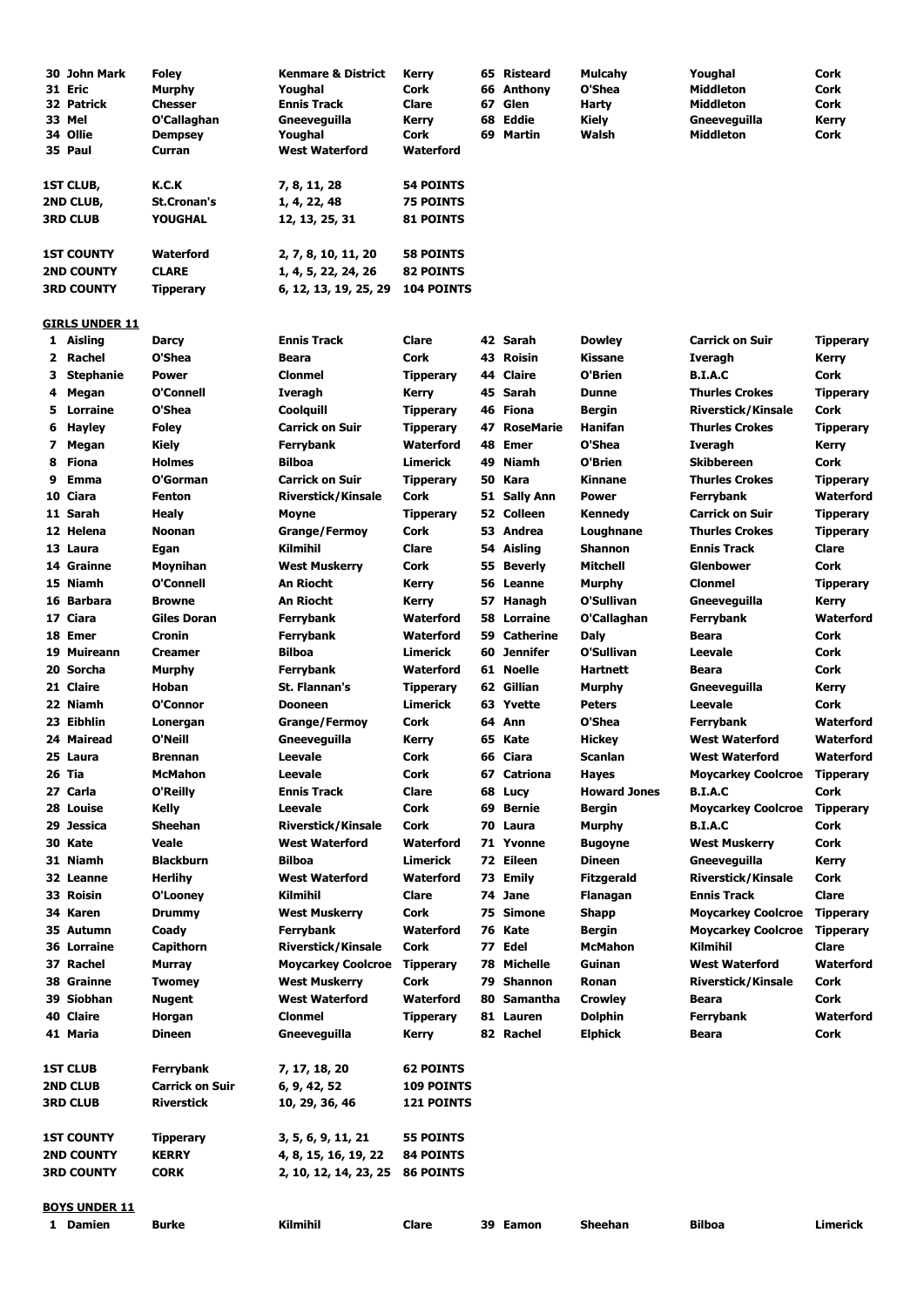| Pos | First Name | Surname | Club | County | Pos | First Name | Surname | Club | County |
|---|---|---|---|---|---|---|---|---|---|
| 30 | John Mark | Foley | Kenmare & District | Kerry | 65 | Risteard | Mulcahy | Youghal | Cork |
| 31 | Eric | Murphy | Youghal | Cork | 66 | Anthony | O'Shea | Middleton | Cork |
| 32 | Patrick | Chesser | Ennis Track | Clare | 67 | Glen | Harty | Middleton | Cork |
| 33 | Mel | O'Callaghan | Gneeveguilla | Kerry | 68 | Eddie | Kiely | Gneeveguilla | Kerry |
| 34 | Ollie | Dempsey | Youghal | Cork | 69 | Martin | Walsh | Middleton | Cork |
| 35 | Paul | Curran | West Waterford | Waterford | | | | | |

| | | | |
|---|---|---|---|
| **1ST CLUB,** | **K.C.K** | **7, 8, 11, 28** | **54 POINTS** |
| **2ND CLUB,** | **St.Cronan's** | **1, 4, 22, 48** | **75 POINTS** |
| **3RD CLUB** | **YOUGHAL** | **12, 13, 25, 31** | **81 POINTS** |
| **1ST COUNTY** | **Waterford** | **2, 7, 8, 10, 11, 20** | **58 POINTS** |
| **2ND COUNTY** | **CLARE** | **1, 4, 5, 22, 24, 26** | **82 POINTS** |
| **3RD COUNTY** | **Tipperary** | **6, 12, 13, 19, 25, 29** | **104 POINTS** |

**GIRLS UNDER 11**

| Pos | First Name | Surname | Club | County | Pos | First Name | Surname | Club | County |
|---|---|---|---|---|---|---|---|---|---|
| 1 | Aisling | Darcy | Ennis Track | Clare | 42 | Sarah | Dowley | Carrick on Suir | Tipperary |
| 2 | Rachel | O'Shea | Beara | Cork | 43 | Roisin | Kissane | Iveragh | Kerry |
| 3 | Stephanie | Power | Clonmel | Tipperary | 44 | Claire | O'Brien | B.I.A.C | Cork |
| 4 | Megan | O'Connell | Iveragh | Kerry | 45 | Sarah | Dunne | Thurles Crokes | Tipperary |
| 5 | Lorraine | O'Shea | Coolquill | Tipperary | 46 | Fiona | Bergin | Riverstick/Kinsale | Cork |
| 6 | Hayley | Foley | Carrick on Suir | Tipperary | 47 | RoseMarie | Hanifan | Thurles Crokes | Tipperary |
| 7 | Megan | Kiely | Ferrybank | Waterford | 48 | Emer | O'Shea | Iveragh | Kerry |
| 8 | Fiona | Holmes | Bilboa | Limerick | 49 | Niamh | O'Brien | Skibbereen | Cork |
| 9 | Emma | O'Gorman | Carrick on Suir | Tipperary | 50 | Kara | Kinnane | Thurles Crokes | Tipperary |
| 10 | Ciara | Fenton | Riverstick/Kinsale | Cork | 51 | Sally Ann | Power | Ferrybank | Waterford |
| 11 | Sarah | Healy | Moyne | Tipperary | 52 | Colleen | Kennedy | Carrick on Suir | Tipperary |
| 12 | Helena | Noonan | Grange/Fermoy | Cork | 53 | Andrea | Loughnane | Thurles Crokes | Tipperary |
| 13 | Laura | Egan | Kilmihil | Clare | 54 | Aisling | Shannon | Ennis Track | Clare |
| 14 | Grainne | Moynihan | West Muskerry | Cork | 55 | Beverly | Mitchell | Glenbower | Cork |
| 15 | Niamh | O'Connell | An Riocht | Kerry | 56 | Leanne | Murphy | Clonmel | Tipperary |
| 16 | Barbara | Browne | An Riocht | Kerry | 57 | Hanagh | O'Sullivan | Gneeveguilla | Kerry |
| 17 | Ciara | Giles Doran | Ferrybank | Waterford | 58 | Lorraine | O'Callaghan | Ferrybank | Waterford |
| 18 | Emer | Cronin | Ferrybank | Waterford | 59 | Catherine | Daly | Beara | Cork |
| 19 | Muireann | Creamer | Bilboa | Limerick | 60 | Jennifer | O'Sullivan | Leevale | Cork |
| 20 | Sorcha | Murphy | Ferrybank | Waterford | 61 | Noelle | Hartnett | Beara | Cork |
| 21 | Claire | Hoban | St. Flannan's | Tipperary | 62 | Gillian | Murphy | Gneeveguilla | Kerry |
| 22 | Niamh | O'Connor | Dooneen | Limerick | 63 | Yvette | Peters | Leevale | Cork |
| 23 | Eibhlin | Lonergan | Grange/Fermoy | Cork | 64 | Ann | O'Shea | Ferrybank | Waterford |
| 24 | Mairead | O'Neill | Gneeveguilla | Kerry | 65 | Kate | Hickey | West Waterford | Waterford |
| 25 | Laura | Brennan | Leevale | Cork | 66 | Ciara | Scanlan | West Waterford | Waterford |
| 26 | Tia | McMahon | Leevale | Cork | 67 | Catriona | Hayes | Moycarkey Coolcroe | Tipperary |
| 27 | Carla | O'Reilly | Ennis Track | Clare | 68 | Lucy | Howard Jones | B.I.A.C | Cork |
| 28 | Louise | Kelly | Leevale | Cork | 69 | Bernie | Bergin | Moycarkey Coolcroe | Tipperary |
| 29 | Jessica | Sheehan | Riverstick/Kinsale | Cork | 70 | Laura | Murphy | B.I.A.C | Cork |
| 30 | Kate | Veale | West Waterford | Waterford | 71 | Yvonne | Bugoyne | West Muskerry | Cork |
| 31 | Niamh | Blackburn | Bilboa | Limerick | 72 | Eileen | Dineen | Gneeveguilla | Kerry |
| 32 | Leanne | Herlihy | West Waterford | Waterford | 73 | Emily | Fitzgerald | Riverstick/Kinsale | Cork |
| 33 | Roisin | O'Looney | Kilmihil | Clare | 74 | Jane | Flanagan | Ennis Track | Clare |
| 34 | Karen | Drummy | West Muskerry | Cork | 75 | Simone | Shapp | Moycarkey Coolcroe | Tipperary |
| 35 | Autumn | Coady | Ferrybank | Waterford | 76 | Kate | Bergin | Moycarkey Coolcroe | Tipperary |
| 36 | Lorraine | Capithorn | Riverstick/Kinsale | Cork | 77 | Edel | McMahon | Kilmihil | Clare |
| 37 | Rachel | Murray | Moycarkey Coolcroe | Tipperary | 78 | Michelle | Guinan | West Waterford | Waterford |
| 38 | Grainne | Twomey | West Muskerry | Cork | 79 | Shannon | Ronan | Riverstick/Kinsale | Cork |
| 39 | Siobhan | Nugent | West Waterford | Waterford | 80 | Samantha | Crowley | Beara | Cork |
| 40 | Claire | Horgan | Clonmel | Tipperary | 81 | Lauren | Dolphin | Ferrybank | Waterford |
| 41 | Maria | Dineen | Gneeveguilla | Kerry | 82 | Rachel | Elphick | Beara | Cork |

| | | | |
|---|---|---|---|
| **1ST CLUB** | **Ferrybank** | **7, 17, 18, 20** | **62 POINTS** |
| **2ND CLUB** | **Carrick on Suir** | **6, 9, 42, 52** | **109 POINTS** |
| **3RD CLUB** | **Riverstick** | **10, 29, 36, 46** | **121 POINTS** |
| **1ST COUNTY** | **Tipperary** | **3, 5, 6, 9, 11, 21** | **55 POINTS** |
| **2ND COUNTY** | **KERRY** | **4, 8, 15, 16, 19, 22** | **84 POINTS** |
| **3RD COUNTY** | **CORK** | **2, 10, 12, 14, 23, 25** | **86 POINTS** |

**BOYS UNDER 11**

| Pos | First Name | Surname | Club | County | Pos | First Name | Surname | Club | County |
|---|---|---|---|---|---|---|---|---|---|
| 1 | Damien | Burke | Kilmihil | Clare | 39 | Eamon | Sheehan | Bilboa | Limerick |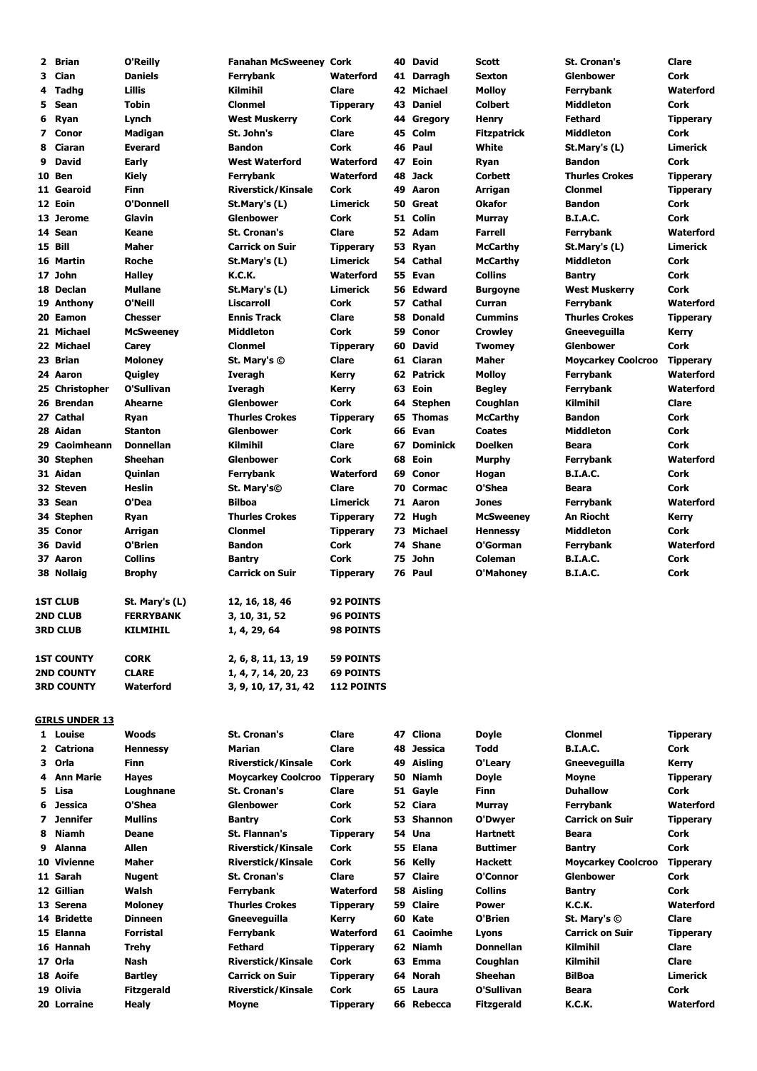| Pos | First Name | Surname | Club | County | Pos | First Name | Surname | Club | County |
|---|---|---|---|---|---|---|---|---|---|
| 2 | Brian | O'Reilly | Fanahan McSweeney | Cork | 40 | David | Scott | St. Cronan's | Clare |
| 3 | Cian | Daniels | Ferrybank | Waterford | 41 | Darragh | Sexton | Glenbower | Cork |
| 4 | Tadhg | Lillis | Kilmihil | Clare | 42 | Michael | Molloy | Ferrybank | Waterford |
| 5 | Sean | Tobin | Clonmel | Tipperary | 43 | Daniel | Colbert | Middleton | Cork |
| 6 | Ryan | Lynch | West Muskerry | Cork | 44 | Gregory | Henry | Fethard | Tipperary |
| 7 | Conor | Madigan | St. John's | Clare | 45 | Colm | Fitzpatrick | Middleton | Cork |
| 8 | Ciaran | Everard | Bandon | Cork | 46 | Paul | White | St.Mary's (L) | Limerick |
| 9 | David | Early | West Waterford | Waterford | 47 | Eoin | Ryan | Bandon | Cork |
| 10 | Ben | Kiely | Ferrybank | Waterford | 48 | Jack | Corbett | Thurles Crokes | Tipperary |
| 11 | Gearoid | Finn | Riverstick/Kinsale | Cork | 49 | Aaron | Arrigan | Clonmel | Tipperary |
| 12 | Eoin | O'Donnell | St.Mary's (L) | Limerick | 50 | Great | Okafor | Bandon | Cork |
| 13 | Jerome | Glavin | Glenbower | Cork | 51 | Colin | Murray | B.I.A.C. | Cork |
| 14 | Sean | Keane | St. Cronan's | Clare | 52 | Adam | Farrell | Ferrybank | Waterford |
| 15 | Bill | Maher | Carrick on Suir | Tipperary | 53 | Ryan | McCarthy | St.Mary's (L) | Limerick |
| 16 | Martin | Roche | St.Mary's (L) | Limerick | 54 | Cathal | McCarthy | Middleton | Cork |
| 17 | John | Halley | K.C.K. | Waterford | 55 | Evan | Collins | Bantry | Cork |
| 18 | Declan | Mullane | St.Mary's (L) | Limerick | 56 | Edward | Burgoyne | West Muskerry | Cork |
| 19 | Anthony | O'Neill | Liscarroll | Cork | 57 | Cathal | Curran | Ferrybank | Waterford |
| 20 | Eamon | Chesser | Ennis Track | Clare | 58 | Donald | Cummins | Thurles Crokes | Tipperary |
| 21 | Michael | McSweeney | Middleton | Cork | 59 | Conor | Crowley | Gneeveguilla | Kerry |
| 22 | Michael | Carey | Clonmel | Tipperary | 60 | David | Twomey | Glenbower | Cork |
| 23 | Brian | Moloney | St. Mary's © | Clare | 61 | Ciaran | Maher | Moycarkey Coolcroo | Tipperary |
| 24 | Aaron | Quigley | Iveragh | Kerry | 62 | Patrick | Molloy | Ferrybank | Waterford |
| 25 | Christopher | O'Sullivan | Iveragh | Kerry | 63 | Eoin | Begley | Ferrybank | Waterford |
| 26 | Brendan | Ahearne | Glenbower | Cork | 64 | Stephen | Coughlan | Kilmihil | Clare |
| 27 | Cathal | Ryan | Thurles Crokes | Tipperary | 65 | Thomas | McCarthy | Bandon | Cork |
| 28 | Aidan | Stanton | Glenbower | Cork | 66 | Evan | Coates | Middleton | Cork |
| 29 | Caoimheann | Donnellan | Kilmihil | Clare | 67 | Dominick | Doelken | Beara | Cork |
| 30 | Stephen | Sheehan | Glenbower | Cork | 68 | Eoin | Murphy | Ferrybank | Waterford |
| 31 | Aidan | Quinlan | Ferrybank | Waterford | 69 | Conor | Hogan | B.I.A.C. | Cork |
| 32 | Steven | Heslin | St. Mary's© | Clare | 70 | Cormac | O'Shea | Beara | Cork |
| 33 | Sean | O'Dea | Bilboa | Limerick | 71 | Aaron | Jones | Ferrybank | Waterford |
| 34 | Stephen | Ryan | Thurles Crokes | Tipperary | 72 | Hugh | McSweeney | An Riocht | Kerry |
| 35 | Conor | Arrigan | Clonmel | Tipperary | 73 | Michael | Hennessy | Middleton | Cork |
| 36 | David | O'Brien | Bandon | Cork | 74 | Shane | O'Gorman | Ferrybank | Waterford |
| 37 | Aaron | Collins | Bantry | Cork | 75 | John | Coleman | B.I.A.C. | Cork |
| 38 | Nollaig | Brophy | Carrick on Suir | Tipperary | 76 | Paul | O'Mahoney | B.I.A.C. | Cork |

| | | | |
|---|---|---|---|
| **1ST CLUB** | **St. Mary's (L)** | **12, 16, 18, 46** | **92 POINTS** |
| **2ND CLUB** | **FERRYBANK** | **3, 10, 31, 52** | **96 POINTS** |
| **3RD CLUB** | **KILMIHIL** | **1, 4, 29, 64** | **98 POINTS** |
| **1ST COUNTY** | **CORK** | **2, 6, 8, 11, 13, 19** | **59 POINTS** |
| **2ND COUNTY** | **CLARE** | **1, 4, 7, 14, 20, 23** | **69 POINTS** |
| **3RD COUNTY** | **Waterford** | **3, 9, 10, 17, 31, 42** | **112 POINTS** |

## GIRLS UNDER 13

| Pos | First Name | Surname | Club | County | Pos | First Name | Surname | Club | County |
|---|---|---|---|---|---|---|---|---|---|
| 1 | Louise | Woods | St. Cronan's | Clare | 47 | Cliona | Doyle | Clonmel | Tipperary |
| 2 | Catriona | Hennessy | Marian | Clare | 48 | Jessica | Todd | B.I.A.C. | Cork |
| 3 | Orla | Finn | Riverstick/Kinsale | Cork | 49 | Aisling | O'Leary | Gneeveguilla | Kerry |
| 4 | Ann Marie | Hayes | Moycarkey Coolcroo | Tipperary | 50 | Niamh | Doyle | Moyne | Tipperary |
| 5 | Lisa | Loughnane | St. Cronan's | Clare | 51 | Gayle | Finn | Duhallow | Cork |
| 6 | Jessica | O'Shea | Glenbower | Cork | 52 | Ciara | Murray | Ferrybank | Waterford |
| 7 | Jennifer | Mullins | Bantry | Cork | 53 | Shannon | O'Dwyer | Carrick on Suir | Tipperary |
| 8 | Niamh | Deane | St. Flannan's | Tipperary | 54 | Una | Hartnett | Beara | Cork |
| 9 | Alanna | Allen | Riverstick/Kinsale | Cork | 55 | Elana | Buttimer | Bantry | Cork |
| 10 | Vivienne | Maher | Riverstick/Kinsale | Cork | 56 | Kelly | Hackett | Moycarkey Coolcroo | Tipperary |
| 11 | Sarah | Nugent | St. Cronan's | Clare | 57 | Claire | O'Connor | Glenbower | Cork |
| 12 | Gillian | Walsh | Ferrybank | Waterford | 58 | Aisling | Collins | Bantry | Cork |
| 13 | Serena | Moloney | Thurles Crokes | Tipperary | 59 | Claire | Power | K.C.K. | Waterford |
| 14 | Bridette | Dinneen | Gneeveguilla | Kerry | 60 | Kate | O'Brien | St. Mary's © | Clare |
| 15 | Elanna | Forristal | Ferrybank | Waterford | 61 | Caoimhe | Lyons | Carrick on Suir | Tipperary |
| 16 | Hannah | Trehy | Fethard | Tipperary | 62 | Niamh | Donnellan | Kilmihil | Clare |
| 17 | Orla | Nash | Riverstick/Kinsale | Cork | 63 | Emma | Coughlan | Kilmihil | Clare |
| 18 | Aoife | Bartley | Carrick on Suir | Tipperary | 64 | Norah | Sheehan | BilBoa | Limerick |
| 19 | Olivia | Fitzgerald | Riverstick/Kinsale | Cork | 65 | Laura | O'Sullivan | Beara | Cork |
| 20 | Lorraine | Healy | Moyne | Tipperary | 66 | Rebecca | Fitzgerald | K.C.K. | Waterford |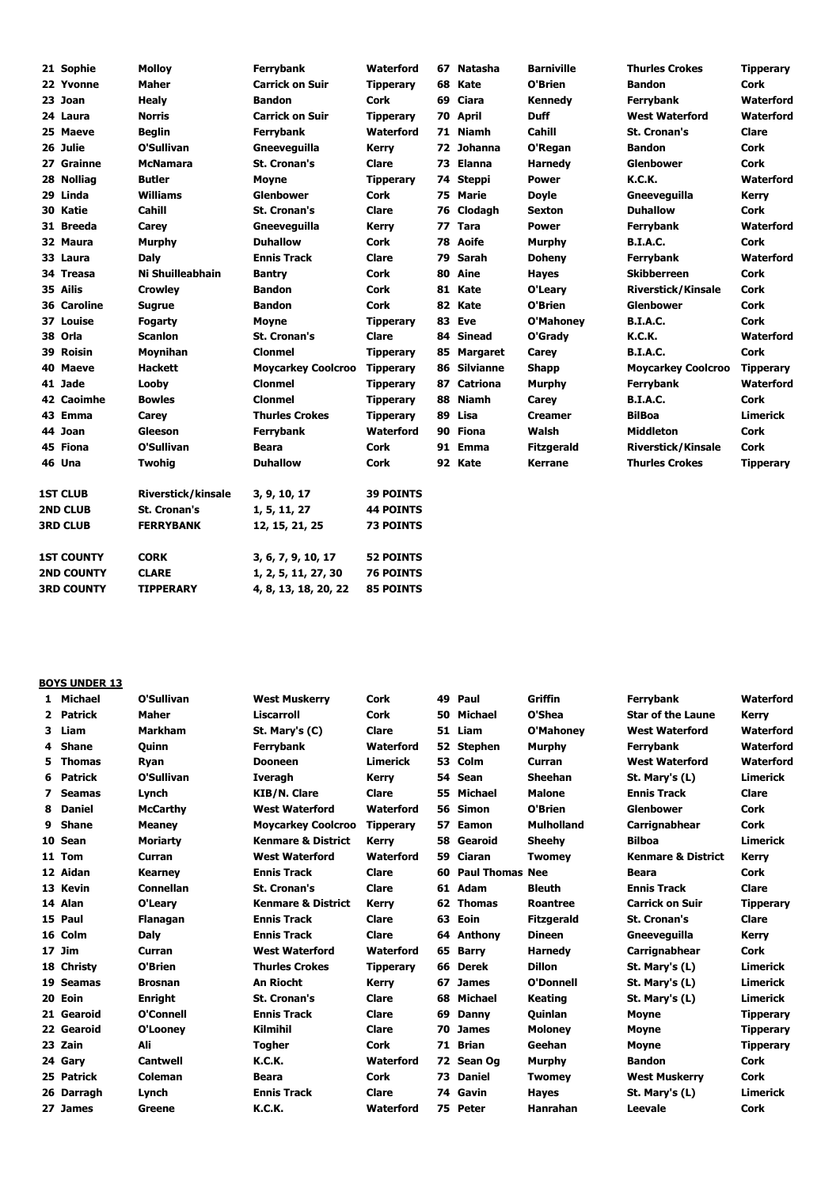| | | | | | | | |
|---|---|---|---|---|---|---|---|
| 21 Sophie | Molloy | Ferrybank | Waterford | 67 Natasha | Barniville | Thurles Crokes | Tipperary |
| 22 Yvonne | Maher | Carrick on Suir | Tipperary | 68 Kate | O'Brien | Bandon | Cork |
| 23 Joan | Healy | Bandon | Cork | 69 Ciara | Kennedy | Ferrybank | Waterford |
| 24 Laura | Norris | Carrick on Suir | Tipperary | 70 April | Duff | West Waterford | Waterford |
| 25 Maeve | Beglin | Ferrybank | Waterford | 71 Niamh | Cahill | St. Cronan's | Clare |
| 26 Julie | O'Sullivan | Gneeveguilla | Kerry | 72 Johanna | O'Regan | Bandon | Cork |
| 27 Grainne | McNamara | St. Cronan's | Clare | 73 Elanna | Harnedy | Glenbower | Cork |
| 28 Nolliag | Butler | Moyne | Tipperary | 74 Steppi | Power | K.C.K. | Waterford |
| 29 Linda | Williams | Glenbower | Cork | 75 Marie | Doyle | Gneeveguilla | Kerry |
| 30 Katie | Cahill | St. Cronan's | Clare | 76 Clodagh | Sexton | Duhallow | Cork |
| 31 Breeda | Carey | Gneeveguilla | Kerry | 77 Tara | Power | Ferrybank | Waterford |
| 32 Maura | Murphy | Duhallow | Cork | 78 Aoife | Murphy | B.I.A.C. | Cork |
| 33 Laura | Daly | Ennis Track | Clare | 79 Sarah | Doheny | Ferrybank | Waterford |
| 34 Treasa | Ni Shuilleabhain | Bantry | Cork | 80 Aine | Hayes | Skibberreen | Cork |
| 35 Ailis | Crowley | Bandon | Cork | 81 Kate | O'Leary | Riverstick/Kinsale | Cork |
| 36 Caroline | Sugrue | Bandon | Cork | 82 Kate | O'Brien | Glenbower | Cork |
| 37 Louise | Fogarty | Moyne | Tipperary | 83 Eve | O'Mahoney | B.I.A.C. | Cork |
| 38 Orla | Scanlon | St. Cronan's | Clare | 84 Sinead | O'Grady | K.C.K. | Waterford |
| 39 Roisin | Moynihan | Clonmel | Tipperary | 85 Margaret | Carey | B.I.A.C. | Cork |
| 40 Maeve | Hackett | Moycarkey Coolcroo | Tipperary | 86 Silvianne | Shapp | Moycarkey Coolcroo | Tipperary |
| 41 Jade | Looby | Clonmel | Tipperary | 87 Catriona | Murphy | Ferrybank | Waterford |
| 42 Caoimhe | Bowles | Clonmel | Tipperary | 88 Niamh | Carey | B.I.A.C. | Cork |
| 43 Emma | Carey | Thurles Crokes | Tipperary | 89 Lisa | Creamer | BilBoa | Limerick |
| 44 Joan | Gleeson | Ferrybank | Waterford | 90 Fiona | Walsh | Middleton | Cork |
| 45 Fiona | O'Sullivan | Beara | Cork | 91 Emma | Fitzgerald | Riverstick/Kinsale | Cork |
| 46 Una | Twohig | Duhallow | Cork | 92 Kate | Kerrane | Thurles Crokes | Tipperary |

| | | | |
|---|---|---|---|
| 1ST CLUB | Riverstick/kinsale | 3, 9, 10, 17 | 39 POINTS |
| 2ND CLUB | St. Cronan's | 1, 5, 11, 27 | 44 POINTS |
| 3RD CLUB | FERRYBANK | 12, 15, 21, 25 | 73 POINTS |
| 1ST COUNTY | CORK | 3, 6, 7, 9, 10, 17 | 52 POINTS |
| 2ND COUNTY | CLARE | 1, 2, 5, 11, 27, 30 | 76 POINTS |
| 3RD COUNTY | TIPPERARY | 4, 8, 13, 18, 20, 22 | 85 POINTS |

**BOYS UNDER 13**

| | | | | | | | |
|---|---|---|---|---|---|---|---|
| 1 Michael | O'Sullivan | West Muskerry | Cork | 49 Paul | Griffin | Ferrybank | Waterford |
| 2 Patrick | Maher | Liscarroll | Cork | 50 Michael | O'Shea | Star of the Laune | Kerry |
| 3 Liam | Markham | St. Mary's (C) | Clare | 51 Liam | O'Mahoney | West Waterford | Waterford |
| 4 Shane | Quinn | Ferrybank | Waterford | 52 Stephen | Murphy | Ferrybank | Waterford |
| 5 Thomas | Ryan | Dooneen | Limerick | 53 Colm | Curran | West Waterford | Waterford |
| 6 Patrick | O'Sullivan | Iveragh | Kerry | 54 Sean | Sheehan | St. Mary's (L) | Limerick |
| 7 Seamas | Lynch | KIB/N. Clare | Clare | 55 Michael | Malone | Ennis Track | Clare |
| 8 Daniel | McCarthy | West Waterford | Waterford | 56 Simon | O'Brien | Glenbower | Cork |
| 9 Shane | Meaney | Moycarkey Coolcroo | Tipperary | 57 Eamon | Mulholland | Carrignabhear | Cork |
| 10 Sean | Moriarty | Kenmare & District | Kerry | 58 Gearoid | Sheehy | Bilboa | Limerick |
| 11 Tom | Curran | West Waterford | Waterford | 59 Ciaran | Twomey | Kenmare & District | Kerry |
| 12 Aidan | Kearney | Ennis Track | Clare | 60 Paul Thomas | Nee | Beara | Cork |
| 13 Kevin | Connellan | St. Cronan's | Clare | 61 Adam | Bleuth | Ennis Track | Clare |
| 14 Alan | O'Leary | Kenmare & District | Kerry | 62 Thomas | Roantree | Carrick on Suir | Tipperary |
| 15 Paul | Flanagan | Ennis Track | Clare | 63 Eoin | Fitzgerald | St. Cronan's | Clare |
| 16 Colm | Daly | Ennis Track | Clare | 64 Anthony | Dineen | Gneeveguilla | Kerry |
| 17 Jim | Curran | West Waterford | Waterford | 65 Barry | Harnedy | Carrignabhear | Cork |
| 18 Christy | O'Brien | Thurles Crokes | Tipperary | 66 Derek | Dillon | St. Mary's (L) | Limerick |
| 19 Seamas | Brosnan | An Riocht | Kerry | 67 James | O'Donnell | St. Mary's (L) | Limerick |
| 20 Eoin | Enright | St. Cronan's | Clare | 68 Michael | Keating | St. Mary's (L) | Limerick |
| 21 Gearoid | O'Connell | Ennis Track | Clare | 69 Danny | Quinlan | Moyne | Tipperary |
| 22 Gearoid | O'Looney | Kilmihil | Clare | 70 James | Moloney | Moyne | Tipperary |
| 23 Zain | Ali | Togher | Cork | 71 Brian | Geehan | Moyne | Tipperary |
| 24 Gary | Cantwell | K.C.K. | Waterford | 72 Sean Og | Murphy | Bandon | Cork |
| 25 Patrick | Coleman | Beara | Cork | 73 Daniel | Twomey | West Muskerry | Cork |
| 26 Darragh | Lynch | Ennis Track | Clare | 74 Gavin | Hayes | St. Mary's (L) | Limerick |
| 27 James | Greene | K.C.K. | Waterford | 75 Peter | Hanrahan | Leevale | Cork |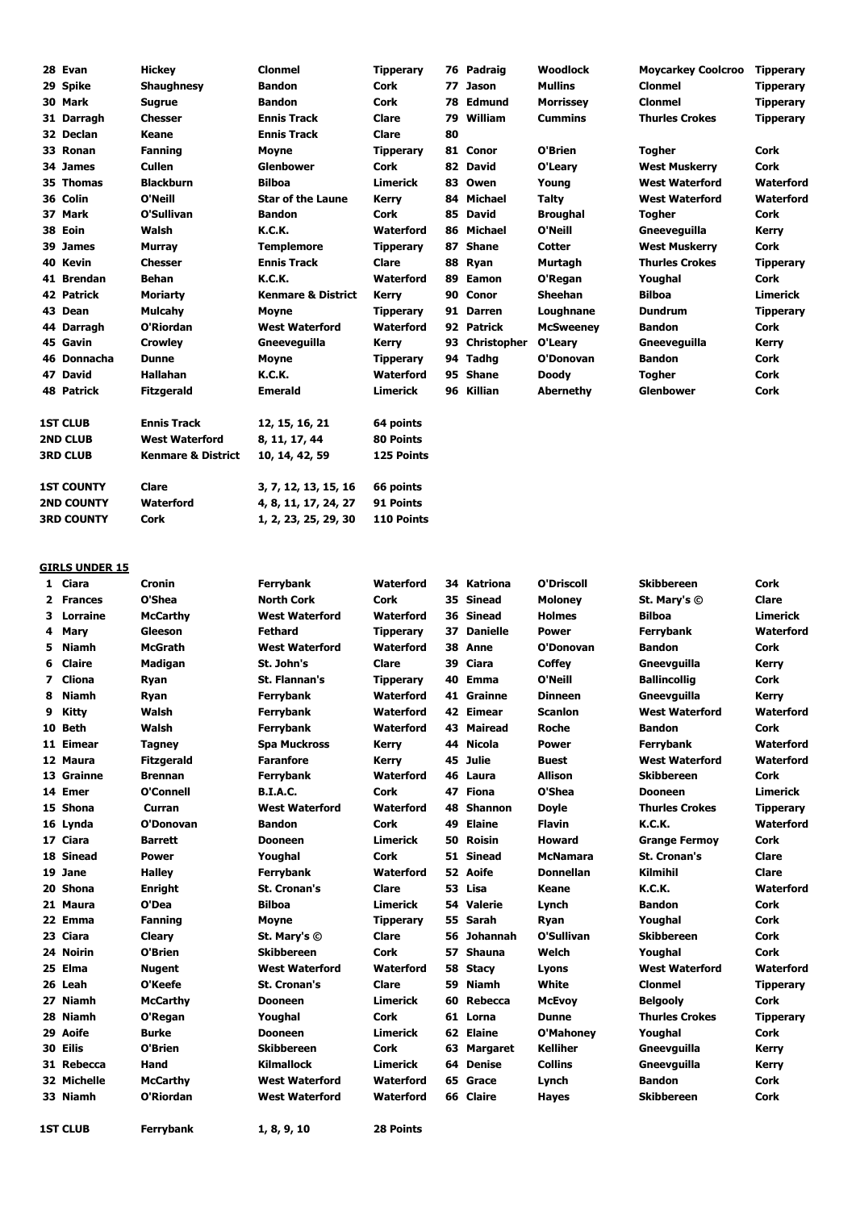| No. | First Name | Surname | Club | County | No. | First Name | Surname | Club | County |
|---|---|---|---|---|---|---|---|---|---|
| 28 | Evan | Hickey | Clonmel | Tipperary | 76 | Padraig | Woodlock | Moycarkey Coolcroo | Tipperary |
| 29 | Spike | Shaughnesy | Bandon | Cork | 77 | Jason | Mullins | Clonmel | Tipperary |
| 30 | Mark | Sugrue | Bandon | Cork | 78 | Edmund | Morrissey | Clonmel | Tipperary |
| 31 | Darragh | Chesser | Ennis Track | Clare | 79 | William | Cummins | Thurles Crokes | Tipperary |
| 32 | Declan | Keane | Ennis Track | Clare | 80 | | | | |
| 33 | Ronan | Fanning | Moyne | Tipperary | 81 | Conor | O'Brien | Togher | Cork |
| 34 | James | Cullen | Glenbower | Cork | 82 | David | O'Leary | West Muskerry | Cork |
| 35 | Thomas | Blackburn | Bilboa | Limerick | 83 | Owen | Young | West Waterford | Waterford |
| 36 | Colin | O'Neill | Star of the Laune | Kerry | 84 | Michael | Talty | West Waterford | Waterford |
| 37 | Mark | O'Sullivan | Bandon | Cork | 85 | David | Broughal | Togher | Cork |
| 38 | Eoin | Walsh | K.C.K. | Waterford | 86 | Michael | O'Neill | Gneeveguilla | Kerry |
| 39 | James | Murray | Templemore | Tipperary | 87 | Shane | Cotter | West Muskerry | Cork |
| 40 | Kevin | Chesser | Ennis Track | Clare | 88 | Ryan | Murtagh | Thurles Crokes | Tipperary |
| 41 | Brendan | Behan | K.C.K. | Waterford | 89 | Eamon | O'Regan | Youghal | Cork |
| 42 | Patrick | Moriarty | Kenmare & District | Kerry | 90 | Conor | Sheehan | Bilboa | Limerick |
| 43 | Dean | Mulcahy | Moyne | Tipperary | 91 | Darren | Loughnane | Dundrum | Tipperary |
| 44 | Darragh | O'Riordan | West Waterford | Waterford | 92 | Patrick | McSweeney | Bandon | Cork |
| 45 | Gavin | Crowley | Gneeveguilla | Kerry | 93 | Christopher | O'Leary | Gneeveguilla | Kerry |
| 46 | Donnacha | Dunne | Moyne | Tipperary | 94 | Tadhg | O'Donovan | Bandon | Cork |
| 47 | David | Hallahan | K.C.K. | Waterford | 95 | Shane | Doody | Togher | Cork |
| 48 | Patrick | Fitzgerald | Emerald | Limerick | 96 | Killian | Abernethy | Glenbower | Cork |

| | | | |
|---|---|---|---|
| 1ST CLUB | Ennis Track | 12, 15, 16, 21 | 64 points |
| 2ND CLUB | West Waterford | 8, 11, 17, 44 | 80 Points |
| 3RD CLUB | Kenmare & District | 10, 14, 42, 59 | 125 Points |
| 1ST COUNTY | Clare | 3, 7, 12, 13, 15, 16 | 66 points |
| 2ND COUNTY | Waterford | 4, 8, 11, 17, 24, 27 | 91 Points |
| 3RD COUNTY | Cork | 1, 2, 23, 25, 29, 30 | 110 Points |

## GIRLS UNDER 15

| No. | First Name | Surname | Club | County | No. | First Name | Surname | Club | County |
|---|---|---|---|---|---|---|---|---|---|
| 1 | Ciara | Cronin | Ferrybank | Waterford | 34 | Katriona | O'Driscoll | Skibbereen | Cork |
| 2 | Frances | O'Shea | North Cork | Cork | 35 | Sinead | Moloney | St. Mary's © | Clare |
| 3 | Lorraine | McCarthy | West Waterford | Waterford | 36 | Sinead | Holmes | Bilboa | Limerick |
| 4 | Mary | Gleeson | Fethard | Tipperary | 37 | Danielle | Power | Ferrybank | Waterford |
| 5 | Niamh | McGrath | West Waterford | Waterford | 38 | Anne | O'Donovan | Bandon | Cork |
| 6 | Claire | Madigan | St. John's | Clare | 39 | Ciara | Coffey | Gneevguilla | Kerry |
| 7 | Cliona | Ryan | St. Flannan's | Tipperary | 40 | Emma | O'Neill | Ballincollig | Cork |
| 8 | Niamh | Ryan | Ferrybank | Waterford | 41 | Grainne | Dinneen | Gneevguilla | Kerry |
| 9 | Kitty | Walsh | Ferrybank | Waterford | 42 | Eimear | Scanlon | West Waterford | Waterford |
| 10 | Beth | Walsh | Ferrybank | Waterford | 43 | Mairead | Roche | Bandon | Cork |
| 11 | Eimear | Tagney | Spa Muckross | Kerry | 44 | Nicola | Power | Ferrybank | Waterford |
| 12 | Maura | Fitzgerald | Faranfore | Kerry | 45 | Julie | Buest | West Waterford | Waterford |
| 13 | Grainne | Brennan | Ferrybank | Waterford | 46 | Laura | Allison | Skibbereen | Cork |
| 14 | Emer | O'Connell | B.I.A.C. | Cork | 47 | Fiona | O'Shea | Dooneen | Limerick |
| 15 | Shona | Curran | West Waterford | Waterford | 48 | Shannon | Doyle | Thurles Crokes | Tipperary |
| 16 | Lynda | O'Donovan | Bandon | Cork | 49 | Elaine | Flavin | K.C.K. | Waterford |
| 17 | Ciara | Barrett | Dooneen | Limerick | 50 | Roisin | Howard | Grange Fermoy | Cork |
| 18 | Sinead | Power | Youghal | Cork | 51 | Sinead | McNamara | St. Cronan's | Clare |
| 19 | Jane | Halley | Ferrybank | Waterford | 52 | Aoife | Donnellan | Kilmihil | Clare |
| 20 | Shona | Enright | St. Cronan's | Clare | 53 | Lisa | Keane | K.C.K. | Waterford |
| 21 | Maura | O'Dea | Bilboa | Limerick | 54 | Valerie | Lynch | Bandon | Cork |
| 22 | Emma | Fanning | Moyne | Tipperary | 55 | Sarah | Ryan | Youghal | Cork |
| 23 | Ciara | Cleary | St. Mary's © | Clare | 56 | Johannah | O'Sullivan | Skibbereen | Cork |
| 24 | Noirin | O'Brien | Skibbereen | Cork | 57 | Shauna | Welch | Youghal | Cork |
| 25 | Elma | Nugent | West Waterford | Waterford | 58 | Stacy | Lyons | West Waterford | Waterford |
| 26 | Leah | O'Keefe | St. Cronan's | Clare | 59 | Niamh | White | Clonmel | Tipperary |
| 27 | Niamh | McCarthy | Dooneen | Limerick | 60 | Rebecca | McEvoy | Belgooly | Cork |
| 28 | Niamh | O'Regan | Youghal | Cork | 61 | Lorna | Dunne | Thurles Crokes | Tipperary |
| 29 | Aoife | Burke | Dooneen | Limerick | 62 | Elaine | O'Mahoney | Youghal | Cork |
| 30 | Eilis | O'Brien | Skibbereen | Cork | 63 | Margaret | Kelliher | Gneevguilla | Kerry |
| 31 | Rebecca | Hand | Kilmallock | Limerick | 64 | Denise | Collins | Gneevguilla | Kerry |
| 32 | Michelle | McCarthy | West Waterford | Waterford | 65 | Grace | Lynch | Bandon | Cork |
| 33 | Niamh | O'Riordan | West Waterford | Waterford | 66 | Claire | Hayes | Skibbereen | Cork |

| | | | |
|---|---|---|---|
| 1ST CLUB | Ferrybank | 1, 8, 9, 10 | 28 Points |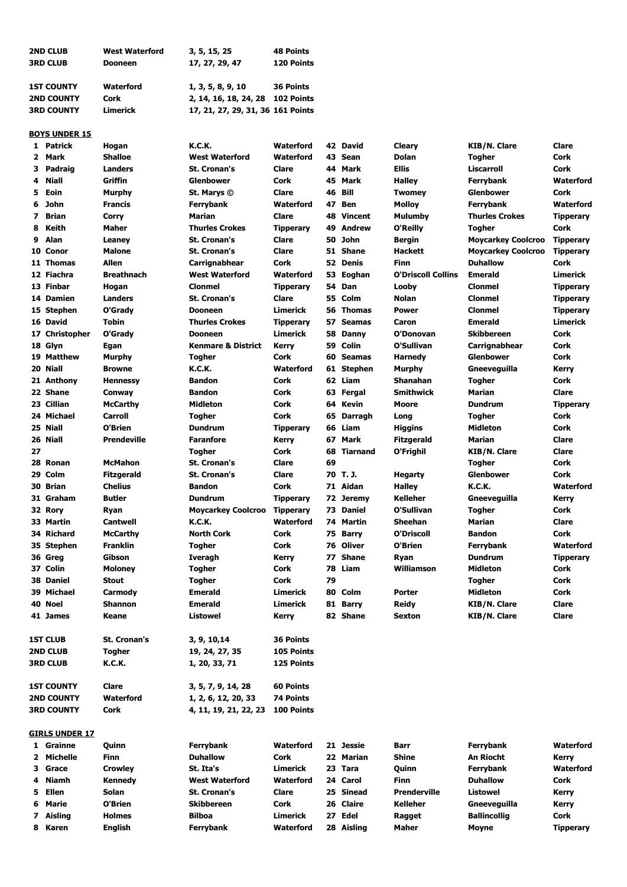| | | | |
|---|---|---|---|
| **2ND CLUB** | **West Waterford** | **3, 5, 15, 25** | **48 Points** |
| **3RD CLUB** | **Dooneen** | **17, 27, 29, 47** | **120 Points** |

| | | | |
|---|---|---|---|
| **1ST COUNTY** | **Waterford** | **1, 3, 5, 8, 9, 10** | **36 Points** |
| **2ND COUNTY** | **Cork** | **2, 14, 16, 18, 24, 28** | **102 Points** |
| **3RD COUNTY** | **Limerick** | **17, 21, 27, 29, 31, 36** | **161 Points** |

## BOYS UNDER 15

| | | | | | | | | | |
|---|---|---|---|---|---|---|---|---|---|
| 1 | Patrick | Hogan | K.C.K. | Waterford | 42 | David | Cleary | KIB/N. Clare | Clare |
| 2 | Mark | Shalloe | West Waterford | Waterford | 43 | Sean | Dolan | Togher | Cork |
| 3 | Padraig | Landers | St. Cronan's | Clare | 44 | Mark | Ellis | Liscarroll | Cork |
| 4 | Niall | Griffin | Glenbower | Cork | 45 | Mark | Halley | Ferrybank | Waterford |
| 5 | Eoin | Murphy | St. Marys © | Clare | 46 | Bill | Twomey | Glenbower | Cork |
| 6 | John | Francis | Ferrybank | Waterford | 47 | Ben | Molloy | Ferrybank | Waterford |
| 7 | Brian | Corry | Marian | Clare | 48 | Vincent | Mulumby | Thurles Crokes | Tipperary |
| 8 | Keith | Maher | Thurles Crokes | Tipperary | 49 | Andrew | O'Reilly | Togher | Cork |
| 9 | Alan | Leaney | St. Cronan's | Clare | 50 | John | Bergin | Moycarkey Coolcroo | Tipperary |
| 10 | Conor | Malone | St. Cronan's | Clare | 51 | Shane | Hackett | Moycarkey Coolcroo | Tipperary |
| 11 | Thomas | Allen | Carrignabhear | Cork | 52 | Denis | Finn | Duhallow | Cork |
| 12 | Fiachra | Breathnach | West Waterford | Waterford | 53 | Eoghan | O'Driscoll Collins | Emerald | Limerick |
| 13 | Finbar | Hogan | Clonmel | Tipperary | 54 | Dan | Looby | Clonmel | Tipperary |
| 14 | Damien | Landers | St. Cronan's | Clare | 55 | Colm | Nolan | Clonmel | Tipperary |
| 15 | Stephen | O'Grady | Dooneen | Limerick | 56 | Thomas | Power | Clonmel | Tipperary |
| 16 | David | Tobin | Thurles Crokes | Tipperary | 57 | Seamas | Caron | Emerald | Limerick |
| 17 | Christopher | O'Grady | Dooneen | Limerick | 58 | Danny | O'Donovan | Skibbereen | Cork |
| 18 | Glyn | Egan | Kenmare & District | Kerry | 59 | Colin | O'Sullivan | Carrignabhear | Cork |
| 19 | Matthew | Murphy | Togher | Cork | 60 | Seamas | Harnedy | Glenbower | Cork |
| 20 | Niall | Browne | K.C.K. | Waterford | 61 | Stephen | Murphy | Gneeveguilla | Kerry |
| 21 | Anthony | Hennessy | Bandon | Cork | 62 | Liam | Shanahan | Togher | Cork |
| 22 | Shane | Conway | Bandon | Cork | 63 | Fergal | Smithwick | Marian | Clare |
| 23 | Cillian | McCarthy | Midleton | Cork | 64 | Kevin | Moore | Dundrum | Tipperary |
| 24 | Michael | Carroll | Togher | Cork | 65 | Darragh | Long | Togher | Cork |
| 25 | Niall | O'Brien | Dundrum | Tipperary | 66 | Liam | Higgins | Midleton | Cork |
| 26 | Niall | Prendeville | Faranfore | Kerry | 67 | Mark | Fitzgerald | Marian | Clare |
| 27 | | | Togher | Cork | 68 | Tiarnand | O'Frighil | KIB/N. Clare | Clare |
| 28 | Ronan | McMahon | St. Cronan's | Clare | 69 | | | Togher | Cork |
| 29 | Colm | Fitzgerald | St. Cronan's | Clare | 70 | T. J. | Hegarty | Glenbower | Cork |
| 30 | Brian | Chelius | Bandon | Cork | 71 | Aidan | Halley | K.C.K. | Waterford |
| 31 | Graham | Butler | Dundrum | Tipperary | 72 | Jeremy | Kelleher | Gneeveguilla | Kerry |
| 32 | Rory | Ryan | Moycarkey Coolcroo | Tipperary | 73 | Daniel | O'Sullivan | Togher | Cork |
| 33 | Martin | Cantwell | K.C.K. | Waterford | 74 | Martin | Sheehan | Marian | Clare |
| 34 | Richard | McCarthy | North Cork | Cork | 75 | Barry | O'Driscoll | Bandon | Cork |
| 35 | Stephen | Franklin | Togher | Cork | 76 | Oliver | O'Brien | Ferrybank | Waterford |
| 36 | Greg | Gibson | Iveragh | Kerry | 77 | Shane | Ryan | Dundrum | Tipperary |
| 37 | Colin | Moloney | Togher | Cork | 78 | Liam | Williamson | Midleton | Cork |
| 38 | Daniel | Stout | Togher | Cork | 79 | | | Togher | Cork |
| 39 | Michael | Carmody | Emerald | Limerick | 80 | Colm | Porter | Midleton | Cork |
| 40 | Noel | Shannon | Emerald | Limerick | 81 | Barry | Reidy | KIB/N. Clare | Clare |
| 41 | James | Keane | Listowel | Kerry | 82 | Shane | Sexton | KIB/N. Clare | Clare |

| | | | |
|---|---|---|---|
| **1ST CLUB** | **St. Cronan's** | **3, 9, 10,14** | **36 Points** |
| **2ND CLUB** | **Togher** | **19, 24, 27, 35** | **105 Points** |
| **3RD CLUB** | **K.C.K.** | **1, 20, 33, 71** | **125 Points** |

| | | | |
|---|---|---|---|
| **1ST COUNTY** | **Clare** | **3, 5, 7, 9, 14, 28** | **60 Points** |
| **2ND COUNTY** | **Waterford** | **1, 2, 6, 12, 20, 33** | **74 Points** |
| **3RD COUNTY** | **Cork** | **4, 11, 19, 21, 22, 23** | **100 Points** |

## GIRLS UNDER 17

| | | | | | | | | | |
|---|---|---|---|---|---|---|---|---|---|
| 1 | Grainne | Quinn | Ferrybank | Waterford | 21 | Jessie | Barr | Ferrybank | Waterford |
| 2 | Michelle | Finn | Duhallow | Cork | 22 | Marian | Shine | An Riocht | Kerry |
| 3 | Grace | Crowley | St. Ita's | Limerick | 23 | Tara | Quinn | Ferrybank | Waterford |
| 4 | Niamh | Kennedy | West Waterford | Waterford | 24 | Carol | Finn | Duhallow | Cork |
| 5 | Ellen | Solan | St. Cronan's | Clare | 25 | Sinead | Prenderville | Listowel | Kerry |
| 6 | Marie | O'Brien | Skibbereen | Cork | 26 | Claire | Kelleher | Gneeveguilla | Kerry |
| 7 | Aisling | Holmes | Bilboa | Limerick | 27 | Edel | Ragget | Ballincollig | Cork |
| 8 | Karen | English | Ferrybank | Waterford | 28 | Aisling | Maher | Moyne | Tipperary |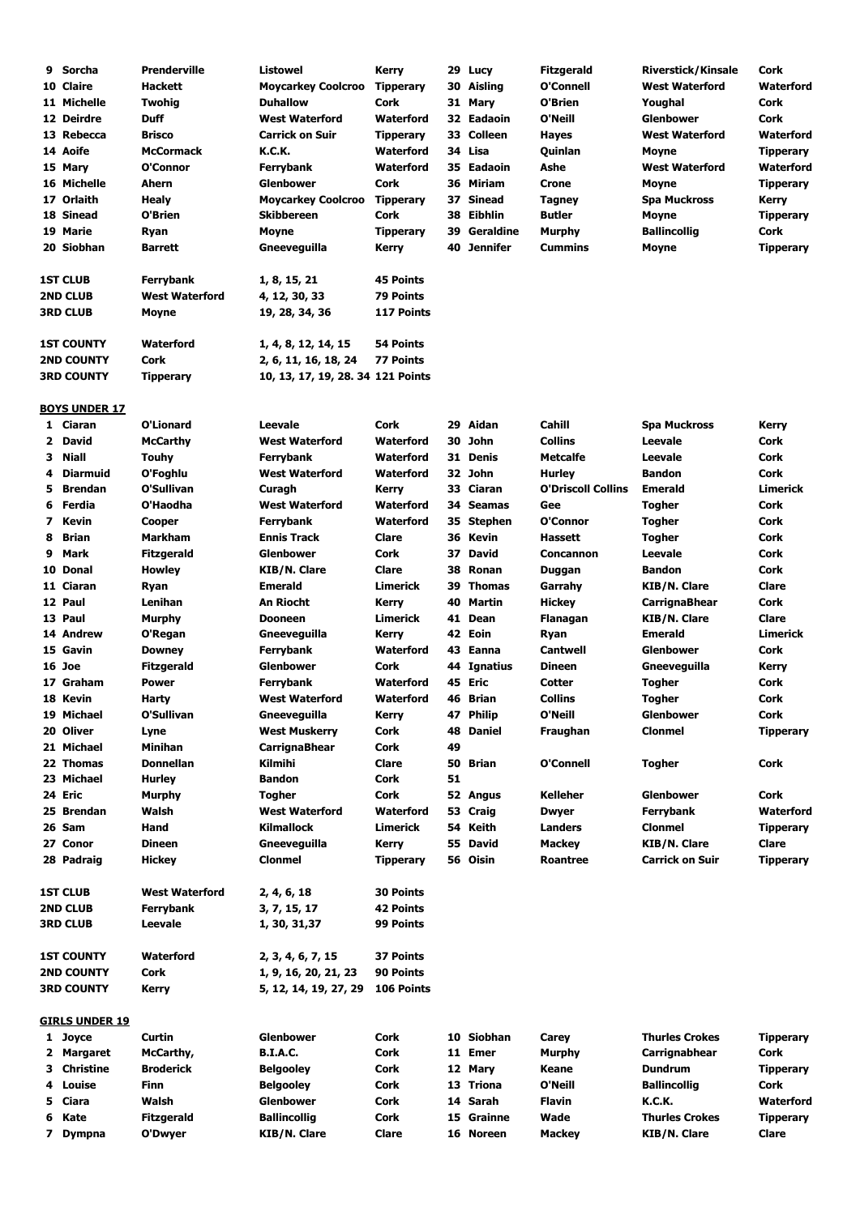| | | | | | | | | |
|---|---|---|---|---|---|---|---|---|
| 9 Sorcha | Prenderville | Listowel | Kerry | 29 Lucy | Fitzgerald | Riverstick/Kinsale | Cork |
| 10 Claire | Hackett | Moycarkey Coolcroo | Tipperary | 30 Aisling | O'Connell | West Waterford | Waterford |
| 11 Michelle | Twohig | Duhallow | Cork | 31 Mary | O'Brien | Youghal | Cork |
| 12 Deirdre | Duff | West Waterford | Waterford | 32 Eadaoin | O'Neill | Glenbower | Cork |
| 13 Rebecca | Brisco | Carrick on Suir | Tipperary | 33 Colleen | Hayes | West Waterford | Waterford |
| 14 Aoife | McCormack | K.C.K. | Waterford | 34 Lisa | Quinlan | Moyne | Tipperary |
| 15 Mary | O'Connor | Ferrybank | Waterford | 35 Eadaoin | Ashe | West Waterford | Waterford |
| 16 Michelle | Ahern | Glenbower | Cork | 36 Miriam | Crone | Moyne | Tipperary |
| 17 Orlaith | Healy | Moycarkey Coolcroo | Tipperary | 37 Sinead | Tagney | Spa Muckross | Kerry |
| 18 Sinead | O'Brien | Skibbereen | Cork | 38 Eibhlin | Butler | Moyne | Tipperary |
| 19 Marie | Ryan | Moyne | Tipperary | 39 Geraldine | Murphy | Ballincollig | Cork |
| 20 Siobhan | Barrett | Gneeveguilla | Kerry | 40 Jennifer | Cummins | Moyne | Tipperary |

| | | | |
|---|---|---|---|
| 1ST CLUB | Ferrybank | 1, 8, 15, 21 | 45 Points |
| 2ND CLUB | West Waterford | 4, 12, 30, 33 | 79 Points |
| 3RD CLUB | Moyne | 19, 28, 34, 36 | 117 Points |

| | | | |
|---|---|---|---|
| 1ST COUNTY | Waterford | 1, 4, 8, 12, 14, 15 | 54 Points |
| 2ND COUNTY | Cork | 2, 6, 11, 16, 18, 24 | 77 Points |
| 3RD COUNTY | Tipperary | 10, 13, 17, 19, 28. 34 | 121 Points |

## BOYS UNDER 17

| | | | | | | | |
|---|---|---|---|---|---|---|---|
| 1 Ciaran | O'Lionard | Leevale | Cork | 29 Aidan | Cahill | Spa Muckross | Kerry |
| 2 David | McCarthy | West Waterford | Waterford | 30 John | Collins | Leevale | Cork |
| 3 Niall | Touhy | Ferrybank | Waterford | 31 Denis | Metcalfe | Leevale | Cork |
| 4 Diarmuid | O'Foghlu | West Waterford | Waterford | 32 John | Hurley | Bandon | Cork |
| 5 Brendan | O'Sullivan | Curagh | Kerry | 33 Ciaran | O'Driscoll Collins | Emerald | Limerick |
| 6 Ferdia | O'Haodha | West Waterford | Waterford | 34 Seamas | Gee | Togher | Cork |
| 7 Kevin | Cooper | Ferrybank | Waterford | 35 Stephen | O'Connor | Togher | Cork |
| 8 Brian | Markham | Ennis Track | Clare | 36 Kevin | Hassett | Togher | Cork |
| 9 Mark | Fitzgerald | Glenbower | Cork | 37 David | Concannon | Leevale | Cork |
| 10 Donal | Howley | KIB/N. Clare | Clare | 38 Ronan | Duggan | Bandon | Cork |
| 11 Ciaran | Ryan | Emerald | Limerick | 39 Thomas | Garrahy | KIB/N. Clare | Clare |
| 12 Paul | Lenihan | An Riocht | Kerry | 40 Martin | Hickey | CarrignaBhear | Cork |
| 13 Paul | Murphy | Dooneen | Limerick | 41 Dean | Flanagan | KIB/N. Clare | Clare |
| 14 Andrew | O'Regan | Gneeveguilla | Kerry | 42 Eoin | Ryan | Emerald | Limerick |
| 15 Gavin | Downey | Ferrybank | Waterford | 43 Eanna | Cantwell | Glenbower | Cork |
| 16 Joe | Fitzgerald | Glenbower | Cork | 44 Ignatius | Dineen | Gneeveguilla | Kerry |
| 17 Graham | Power | Ferrybank | Waterford | 45 Eric | Cotter | Togher | Cork |
| 18 Kevin | Harty | West Waterford | Waterford | 46 Brian | Collins | Togher | Cork |
| 19 Michael | O'Sullivan | Gneeveguilla | Kerry | 47 Philip | O'Neill | Glenbower | Cork |
| 20 Oliver | Lyne | West Muskerry | Cork | 48 Daniel | Fraughan | Clonmel | Tipperary |
| 21 Michael | Minihan | CarrignaBhear | Cork | 49 | | | |
| 22 Thomas | Donnellan | Kilmihi | Clare | 50 Brian | O'Connell | Togher | Cork |
| 23 Michael | Hurley | Bandon | Cork | 51 | | | |
| 24 Eric | Murphy | Togher | Cork | 52 Angus | Kelleher | Glenbower | Cork |
| 25 Brendan | Walsh | West Waterford | Waterford | 53 Craig | Dwyer | Ferrybank | Waterford |
| 26 Sam | Hand | Kilmallock | Limerick | 54 Keith | Landers | Clonmel | Tipperary |
| 27 Conor | Dineen | Gneeveguilla | Kerry | 55 David | Mackey | KIB/N. Clare | Clare |
| 28 Padraig | Hickey | Clonmel | Tipperary | 56 Oisin | Roantree | Carrick on Suir | Tipperary |

| | | | |
|---|---|---|---|
| 1ST CLUB | West Waterford | 2, 4, 6, 18 | 30 Points |
| 2ND CLUB | Ferrybank | 3, 7, 15, 17 | 42 Points |
| 3RD CLUB | Leevale | 1, 30, 31,37 | 99 Points |

| | | | |
|---|---|---|---|
| 1ST COUNTY | Waterford | 2, 3, 4, 6, 7, 15 | 37 Points |
| 2ND COUNTY | Cork | 1, 9, 16, 20, 21, 23 | 90 Points |
| 3RD COUNTY | Kerry | 5, 12, 14, 19, 27, 29 | 106 Points |

## GIRLS UNDER 19

| | | | | | | | |
|---|---|---|---|---|---|---|---|
| 1 Joyce | Curtin | Glenbower | Cork | 10 Siobhan | Carey | Thurles Crokes | Tipperary |
| 2 Margaret | McCarthy, | B.I.A.C. | Cork | 11 Emer | Murphy | Carrignabhear | Cork |
| 3 Christine | Broderick | Belgooley | Cork | 12 Mary | Keane | Dundrum | Tipperary |
| 4 Louise | Finn | Belgooley | Cork | 13 Triona | O'Neill | Ballincollig | Cork |
| 5 Ciara | Walsh | Glenbower | Cork | 14 Sarah | Flavin | K.C.K. | Waterford |
| 6 Kate | Fitzgerald | Ballincollig | Cork | 15 Grainne | Wade | Thurles Crokes | Tipperary |
| 7 Dympna | O'Dwyer | KIB/N. Clare | Clare | 16 Noreen | Mackey | KIB/N. Clare | Clare |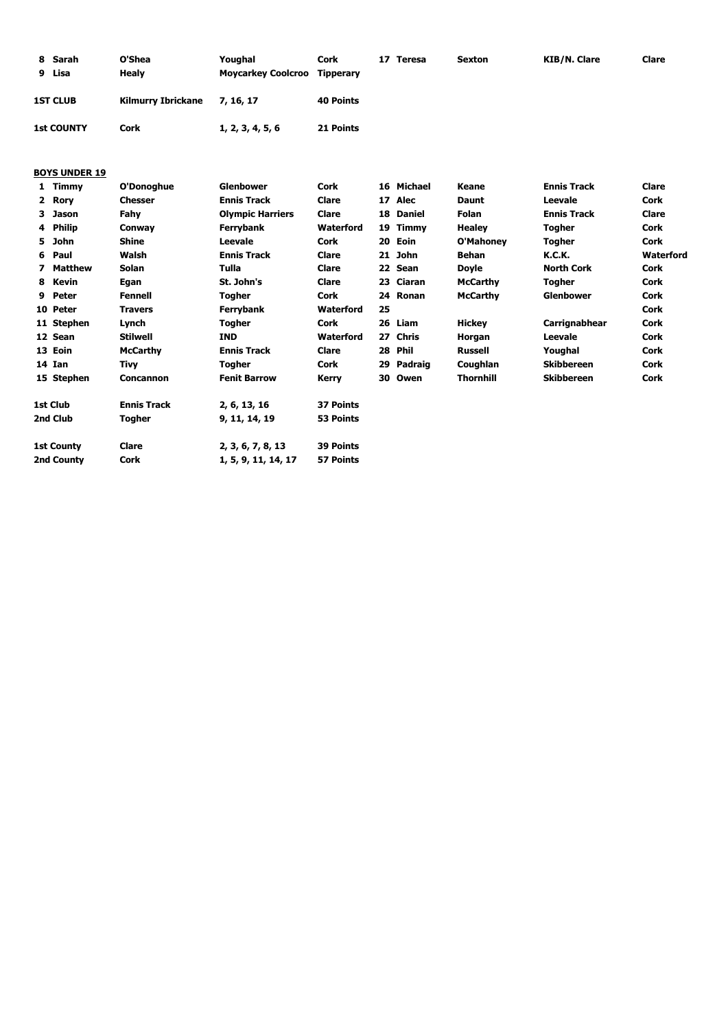| | | | | | | | | |
|---|---|---|---|---|---|---|---|---|
| **8** | **Sarah** | **O'Shea** | **Youghal** | **Cork** | **17 Teresa** | **Sexton** | **KIB/N. Clare** | **Clare** |
| **9** | **Lisa** | **Healy** | **Moycarkey Coolcroo** | **Tipperary** | | | | |

| | | | |
|---|---|---|---|
| **1ST CLUB** | **Kilmurry Ibrickane** | **7, 16, 17** | **40 Points** |
| **1st COUNTY** | **Cork** | **1, 2, 3, 4, 5, 6** | **21 Points** |

**BOYS UNDER 19**

| | | | | | | | | | |
|---|---|---|---|---|---|---|---|---|---|
| **1** | **Timmy** | **O'Donoghue** | **Glenbower** | **Cork** | **16** | **Michael** | **Keane** | **Ennis Track** | **Clare** |
| **2** | **Rory** | **Chesser** | **Ennis Track** | **Clare** | **17** | **Alec** | **Daunt** | **Leevale** | **Cork** |
| **3** | **Jason** | **Fahy** | **Olympic Harriers** | **Clare** | **18** | **Daniel** | **Folan** | **Ennis Track** | **Clare** |
| **4** | **Philip** | **Conway** | **Ferrybank** | **Waterford** | **19** | **Timmy** | **Healey** | **Togher** | **Cork** |
| **5** | **John** | **Shine** | **Leevale** | **Cork** | **20** | **Eoin** | **O'Mahoney** | **Togher** | **Cork** |
| **6** | **Paul** | **Walsh** | **Ennis Track** | **Clare** | **21** | **John** | **Behan** | **K.C.K.** | **Waterford** |
| **7** | **Matthew** | **Solan** | **Tulla** | **Clare** | **22** | **Sean** | **Doyle** | **North Cork** | **Cork** |
| **8** | **Kevin** | **Egan** | **St. John's** | **Clare** | **23** | **Ciaran** | **McCarthy** | **Togher** | **Cork** |
| **9** | **Peter** | **Fennell** | **Togher** | **Cork** | **24** | **Ronan** | **McCarthy** | **Glenbower** | **Cork** |
| **10** | **Peter** | **Travers** | **Ferrybank** | **Waterford** | **25** | | | | **Cork** |
| **11** | **Stephen** | **Lynch** | **Togher** | **Cork** | **26** | **Liam** | **Hickey** | **Carrignabhear** | **Cork** |
| **12** | **Sean** | **Stilwell** | **IND** | **Waterford** | **27** | **Chris** | **Horgan** | **Leevale** | **Cork** |
| **13** | **Eoin** | **McCarthy** | **Ennis Track** | **Clare** | **28** | **Phil** | **Russell** | **Youghal** | **Cork** |
| **14** | **Ian** | **Tivy** | **Togher** | **Cork** | **29** | **Padraig** | **Coughlan** | **Skibbereen** | **Cork** |
| **15** | **Stephen** | **Concannon** | **Fenit Barrow** | **Kerry** | **30** | **Owen** | **Thornhill** | **Skibbereen** | **Cork** |

| | | | |
|---|---|---|---|
| **1st Club** | **Ennis Track** | **2, 6, 13, 16** | **37 Points** |
| **2nd Club** | **Togher** | **9, 11, 14, 19** | **53 Points** |
| **1st County** | **Clare** | **2, 3, 6, 7, 8, 13** | **39 Points** |
| **2nd County** | **Cork** | **1, 5, 9, 11, 14, 17** | **57 Points** |